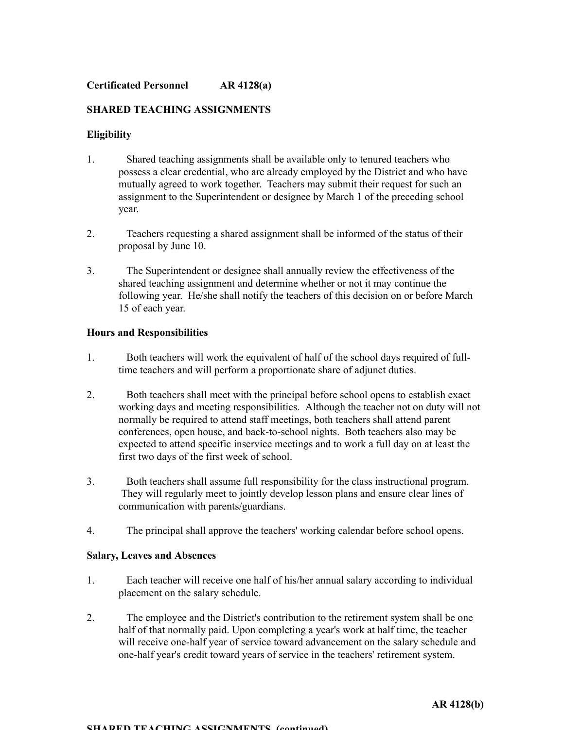**Certificated Personnel AR 4128(a)**

**SHARED TEACHING ASSIGNMENTS**

**Eligibility**

1. Shared teaching assignments shall be available only to tenured teachers who possess a clear credential, who are already employed by the District and who have mutually agreed to work together. Teachers may submit their request for such an assignment to the Superintendent or designee by March 1 of the preceding school year.

2. Teachers requesting a shared assignment shall be informed of the status of their proposal by June 10.

3. The Superintendent or designee shall annually review the effectiveness of the shared teaching assignment and determine whether or not it may continue the following year. He/she shall notify the teachers of this decision on or before March 15 of each year.

**Hours and Responsibilities**

1. Both teachers will work the equivalent of half of the school days required of full-time teachers and will perform a proportionate share of adjunct duties.

2. Both teachers shall meet with the principal before school opens to establish exact working days and meeting responsibilities. Although the teacher not on duty will not normally be required to attend staff meetings, both teachers shall attend parent conferences, open house, and back-to-school nights. Both teachers also may be expected to attend specific inservice meetings and to work a full day on at least the first two days of the first week of school.

3. Both teachers shall assume full responsibility for the class instructional program. They will regularly meet to jointly develop lesson plans and ensure clear lines of communication with parents/guardians.

4. The principal shall approve the teachers' working calendar before school opens.

**Salary, Leaves and Absences**

1. Each teacher will receive one half of his/her annual salary according to individual placement on the salary schedule.

2. The employee and the District's contribution to the retirement system shall be one half of that normally paid. Upon completing a year's work at half time, the teacher will receive one-half year of service toward advancement on the salary schedule and one-half year's credit toward years of service in the teachers' retirement system.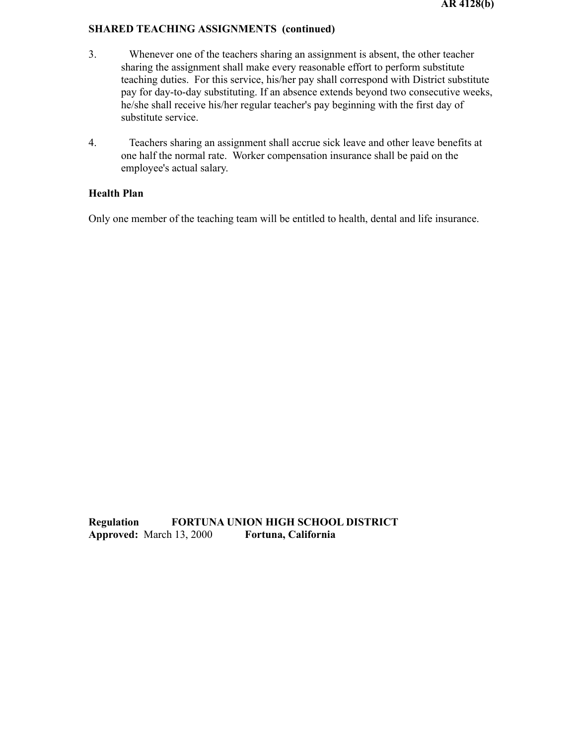**SHARED TEACHING ASSIGNMENTS (continued)**

3. Whenever one of the teachers sharing an assignment is absent, the other teacher sharing the assignment shall make every reasonable effort to perform substitute teaching duties. For this service, his/her pay shall correspond with District substitute pay for day-to-day substituting. If an absence extends beyond two consecutive weeks, he/she shall receive his/her regular teacher's pay beginning with the first day of substitute service.

4. Teachers sharing an assignment shall accrue sick leave and other leave benefits at one half the normal rate. Worker compensation insurance shall be paid on the employee's actual salary.

**Health Plan**

Only one member of the teaching team will be entitled to health, dental and life insurance.

**Regulation** **FORTUNA UNION HIGH SCHOOL DISTRICT**
**Approved:** March 13, 2000 **Fortuna, California**